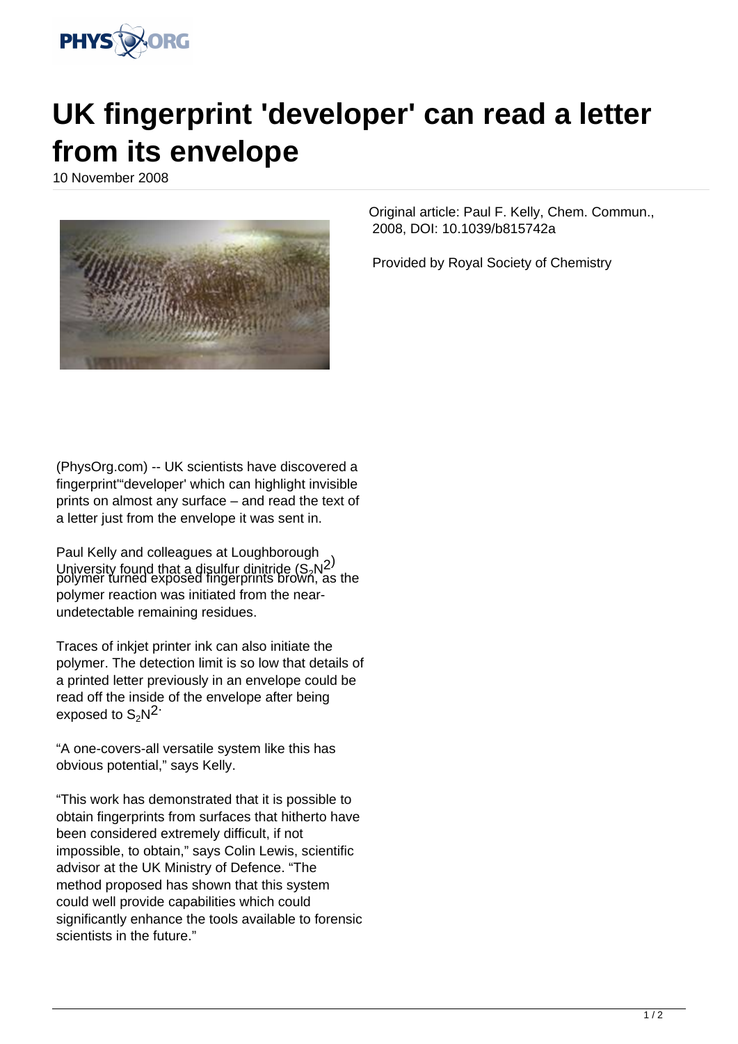# UK fingerprint 'developer' can read a letter from its envelope

10 November 2008

(PhysOrg.com) -- UK scientists have discovered a fingerprint'"developer' which can highlight invisible prints on almost any surface – and read the text of a letter just from the envelope it was sent in.

Paul Kelly and colleagues at Loughborough University found that a disulfur dinitride ($S_2N^2$) polymer turned exposed fingerprints brown, as the polymer reaction was initiated from the near-undetectable remaining residues.

Traces of inkjet printer ink can also initiate the polymer. The detection limit is so low that details of a printed letter previously in an envelope could be read off the inside of the envelope after being exposed to $S_2N^2$.

"A one-covers-all versatile system like this has obvious potential," says Kelly.

"This work has demonstrated that it is possible to obtain fingerprints from surfaces that hitherto have been considered extremely difficult, if not impossible, to obtain," says Colin Lewis, scientific advisor at the UK Ministry of Defence. "The method proposed has shown that this system could well provide capabilities which could significantly enhance the tools available to forensic scientists in the future."

Original article: Paul F. Kelly, Chem. Commun., 2008, DOI: 10.1039/b815742a

Provided by Royal Society of Chemistry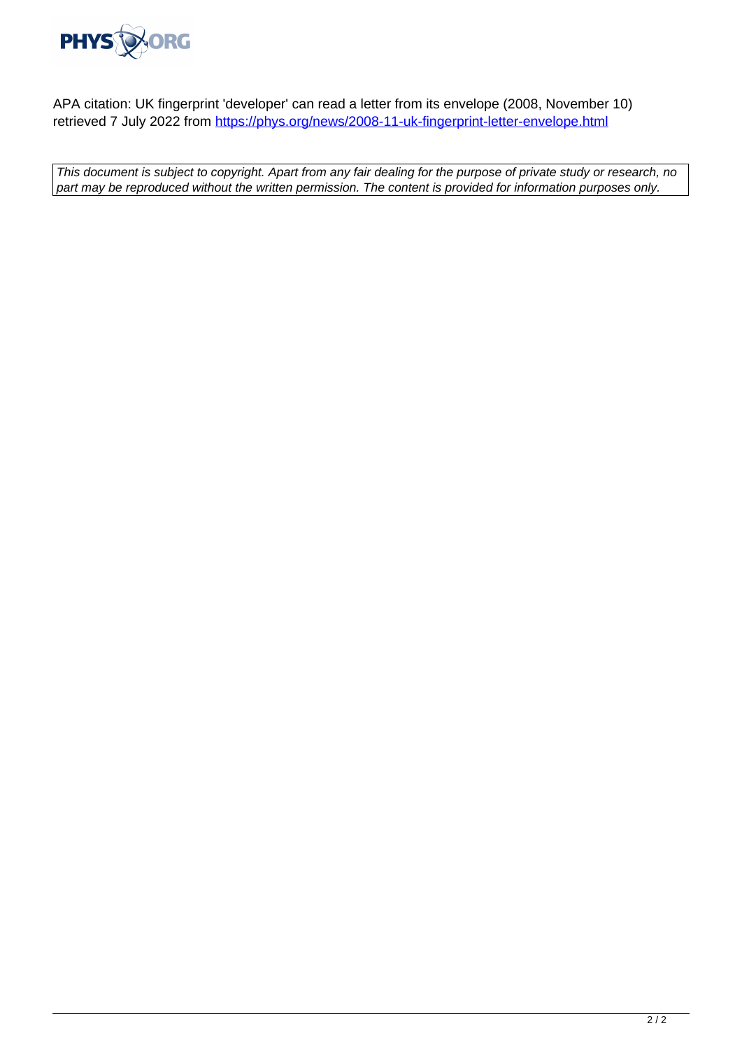APA citation: UK fingerprint 'developer' can read a letter from its envelope (2008, November 10) retrieved 7 July 2022 from https://phys.org/news/2008-11-uk-fingerprint-letter-envelope.html

*This document is subject to copyright. Apart from any fair dealing for the purpose of private study or research, no part may be reproduced without the written permission. The content is provided for information purposes only.*